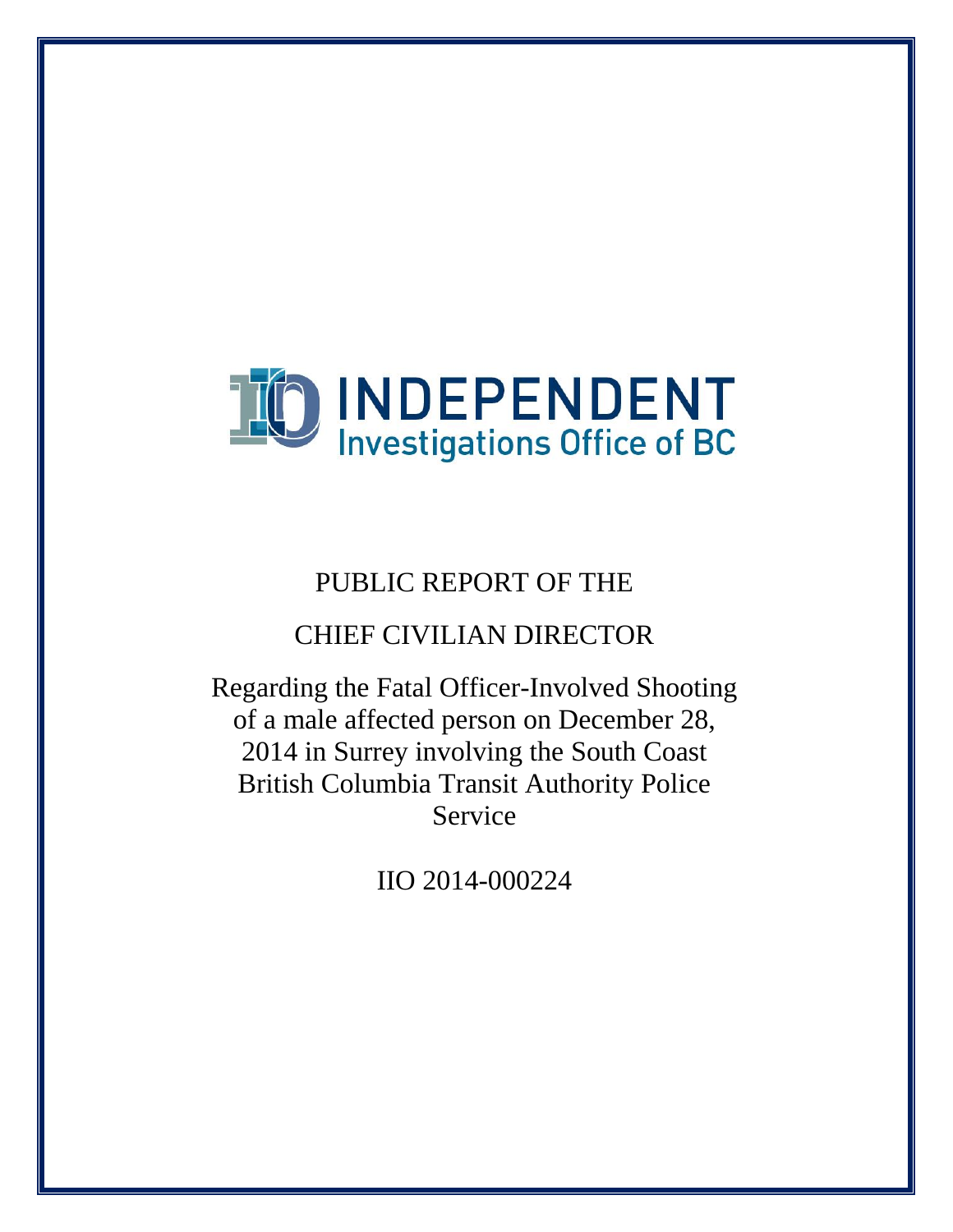INDEPENDENT
Investigations Office of BC

# PUBLIC REPORT OF THE

# CHIEF CIVILIAN DIRECTOR

Regarding the Fatal Officer-Involved Shooting of a male affected person on December 28, 2014 in Surrey involving the South Coast British Columbia Transit Authority Police Service

IIO 2014-000224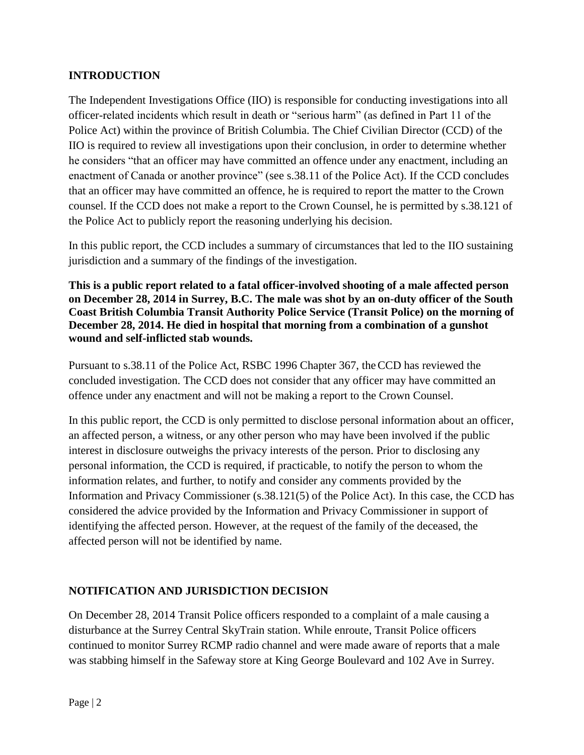## INTRODUCTION

The Independent Investigations Office (IIO) is responsible for conducting investigations into all officer-related incidents which result in death or "serious harm" (as defined in Part 11 of the Police Act) within the province of British Columbia. The Chief Civilian Director (CCD) of the IIO is required to review all investigations upon their conclusion, in order to determine whether he considers "that an officer may have committed an offence under any enactment, including an enactment of Canada or another province" (see s.38.11 of the Police Act). If the CCD concludes that an officer may have committed an offence, he is required to report the matter to the Crown counsel. If the CCD does not make a report to the Crown Counsel, he is permitted by s.38.121 of the Police Act to publicly report the reasoning underlying his decision.

In this public report, the CCD includes a summary of circumstances that led to the IIO sustaining jurisdiction and a summary of the findings of the investigation.

**This is a public report related to a fatal officer-involved shooting of a male affected person on December 28, 2014 in Surrey, B.C. The male was shot by an on-duty officer of the South Coast British Columbia Transit Authority Police Service (Transit Police) on the morning of December 28, 2014. He died in hospital that morning from a combination of a gunshot wound and self-inflicted stab wounds.**

Pursuant to s.38.11 of the Police Act, RSBC 1996 Chapter 367, the CCD has reviewed the concluded investigation. The CCD does not consider that any officer may have committed an offence under any enactment and will not be making a report to the Crown Counsel.

In this public report, the CCD is only permitted to disclose personal information about an officer, an affected person, a witness, or any other person who may have been involved if the public interest in disclosure outweighs the privacy interests of the person. Prior to disclosing any personal information, the CCD is required, if practicable, to notify the person to whom the information relates, and further, to notify and consider any comments provided by the Information and Privacy Commissioner (s.38.121(5) of the Police Act). In this case, the CCD has considered the advice provided by the Information and Privacy Commissioner in support of identifying the affected person. However, at the request of the family of the deceased, the affected person will not be identified by name.

## NOTIFICATION AND JURISDICTION DECISION

On December 28, 2014 Transit Police officers responded to a complaint of a male causing a disturbance at the Surrey Central SkyTrain station. While enroute, Transit Police officers continued to monitor Surrey RCMP radio channel and were made aware of reports that a male was stabbing himself in the Safeway store at King George Boulevard and 102 Ave in Surrey.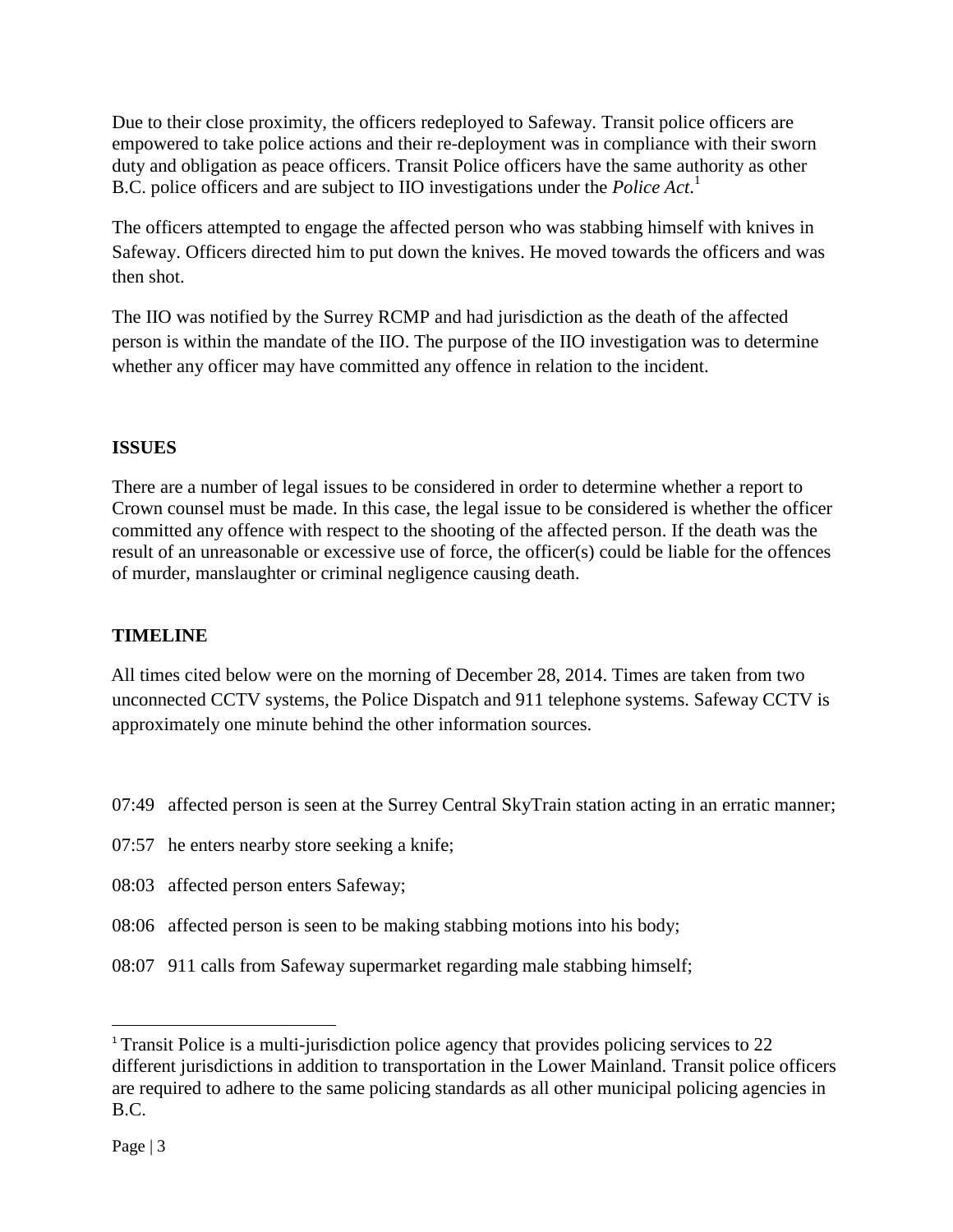Due to their close proximity, the officers redeployed to Safeway. Transit police officers are empowered to take police actions and their re-deployment was in compliance with their sworn duty and obligation as peace officers. Transit Police officers have the same authority as other B.C. police officers and are subject to IIO investigations under the *Police Act*.[1]

The officers attempted to engage the affected person who was stabbing himself with knives in Safeway. Officers directed him to put down the knives. He moved towards the officers and was then shot.

The IIO was notified by the Surrey RCMP and had jurisdiction as the death of the affected person is within the mandate of the IIO. The purpose of the IIO investigation was to determine whether any officer may have committed any offence in relation to the incident.

**ISSUES**

There are a number of legal issues to be considered in order to determine whether a report to Crown counsel must be made. In this case, the legal issue to be considered is whether the officer committed any offence with respect to the shooting of the affected person. If the death was the result of an unreasonable or excessive use of force, the officer(s) could be liable for the offences of murder, manslaughter or criminal negligence causing death.

**TIMELINE**

All times cited below were on the morning of December 28, 2014. Times are taken from two unconnected CCTV systems, the Police Dispatch and 911 telephone systems. Safeway CCTV is approximately one minute behind the other information sources.

07:49 affected person is seen at the Surrey Central SkyTrain station acting in an erratic manner;

07:57 he enters nearby store seeking a knife;

08:03 affected person enters Safeway;

08:06 affected person is seen to be making stabbing motions into his body;

08:07 911 calls from Safeway supermarket regarding male stabbing himself;

---

[1] Transit Police is a multi-jurisdiction police agency that provides policing services to 22 different jurisdictions in addition to transportation in the Lower Mainland. Transit police officers are required to adhere to the same policing standards as all other municipal policing agencies in B.C.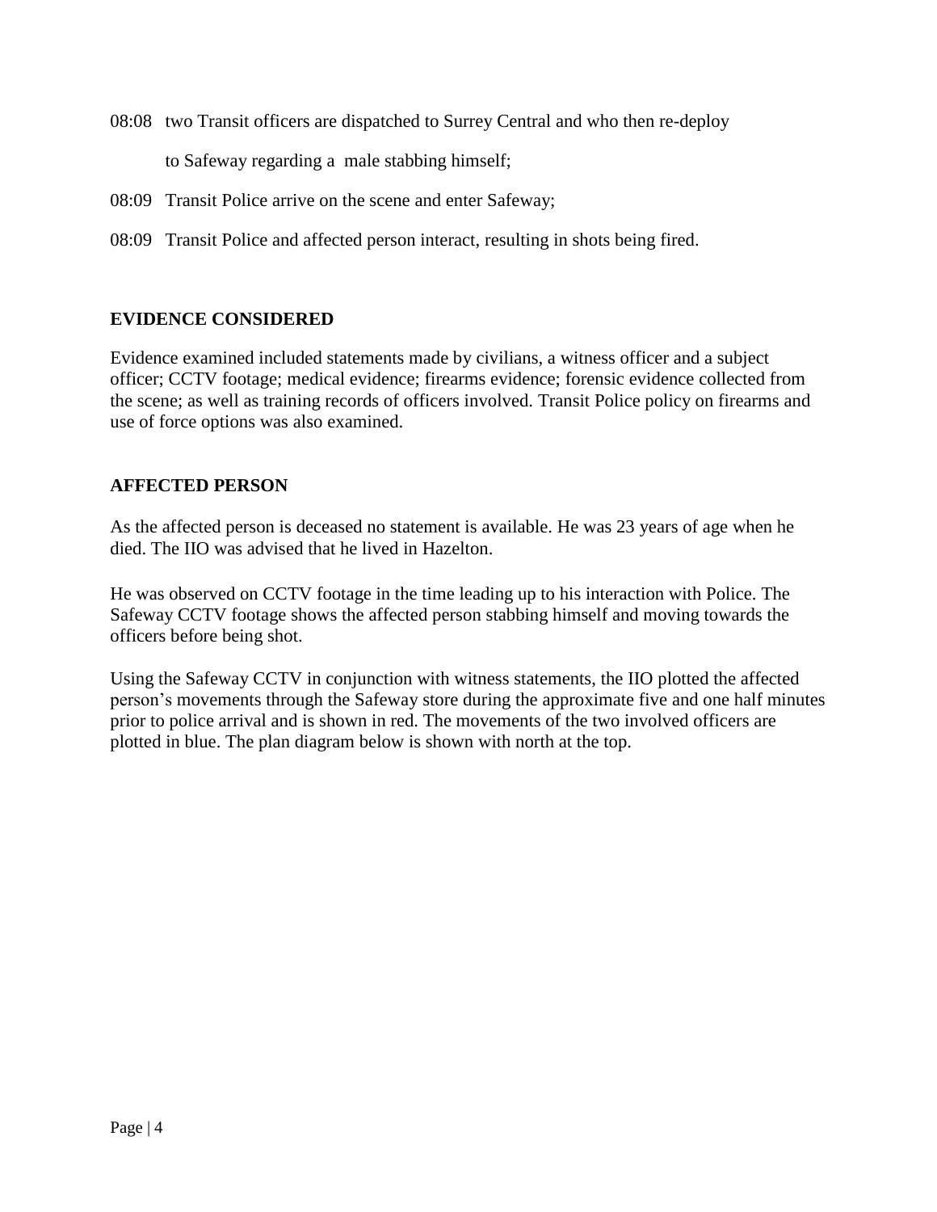08:08 two Transit officers are dispatched to Surrey Central and who then re-deploy to Safeway regarding a male stabbing himself;

08:09 Transit Police arrive on the scene and enter Safeway;

08:09 Transit Police and affected person interact, resulting in shots being fired.

## EVIDENCE CONSIDERED

Evidence examined included statements made by civilians, a witness officer and a subject officer; CCTV footage; medical evidence; firearms evidence; forensic evidence collected from the scene; as well as training records of officers involved. Transit Police policy on firearms and use of force options was also examined.

## AFFECTED PERSON

As the affected person is deceased no statement is available. He was 23 years of age when he died. The IIO was advised that he lived in Hazelton.

He was observed on CCTV footage in the time leading up to his interaction with Police. The Safeway CCTV footage shows the affected person stabbing himself and moving towards the officers before being shot.

Using the Safeway CCTV in conjunction with witness statements, the IIO plotted the affected person's movements through the Safeway store during the approximate five and one half minutes prior to police arrival and is shown in red. The movements of the two involved officers are plotted in blue. The plan diagram below is shown with north at the top.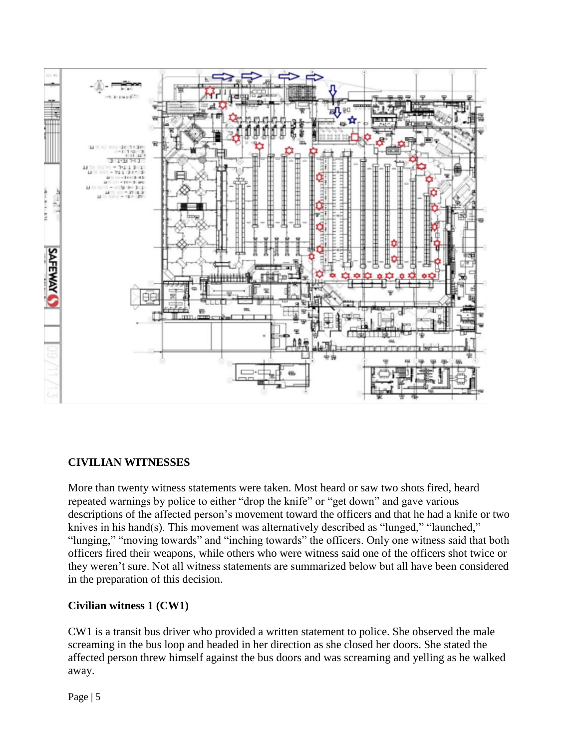## CIVILIAN WITNESSES

More than twenty witness statements were taken. Most heard or saw two shots fired, heard repeated warnings by police to either "drop the knife" or "get down" and gave various descriptions of the affected person's movement toward the officers and that he had a knife or two knives in his hand(s). This movement was alternatively described as "lunged," "launched," "lunging," "moving towards" and "inching towards" the officers. Only one witness said that both officers fired their weapons, while others who were witness said one of the officers shot twice or they weren't sure. Not all witness statements are summarized below but all have been considered in the preparation of this decision.

### Civilian witness 1 (CW1)

CW1 is a transit bus driver who provided a written statement to police. She observed the male screaming in the bus loop and headed in her direction as she closed her doors. She stated the affected person threw himself against the bus doors and was screaming and yelling as he walked away.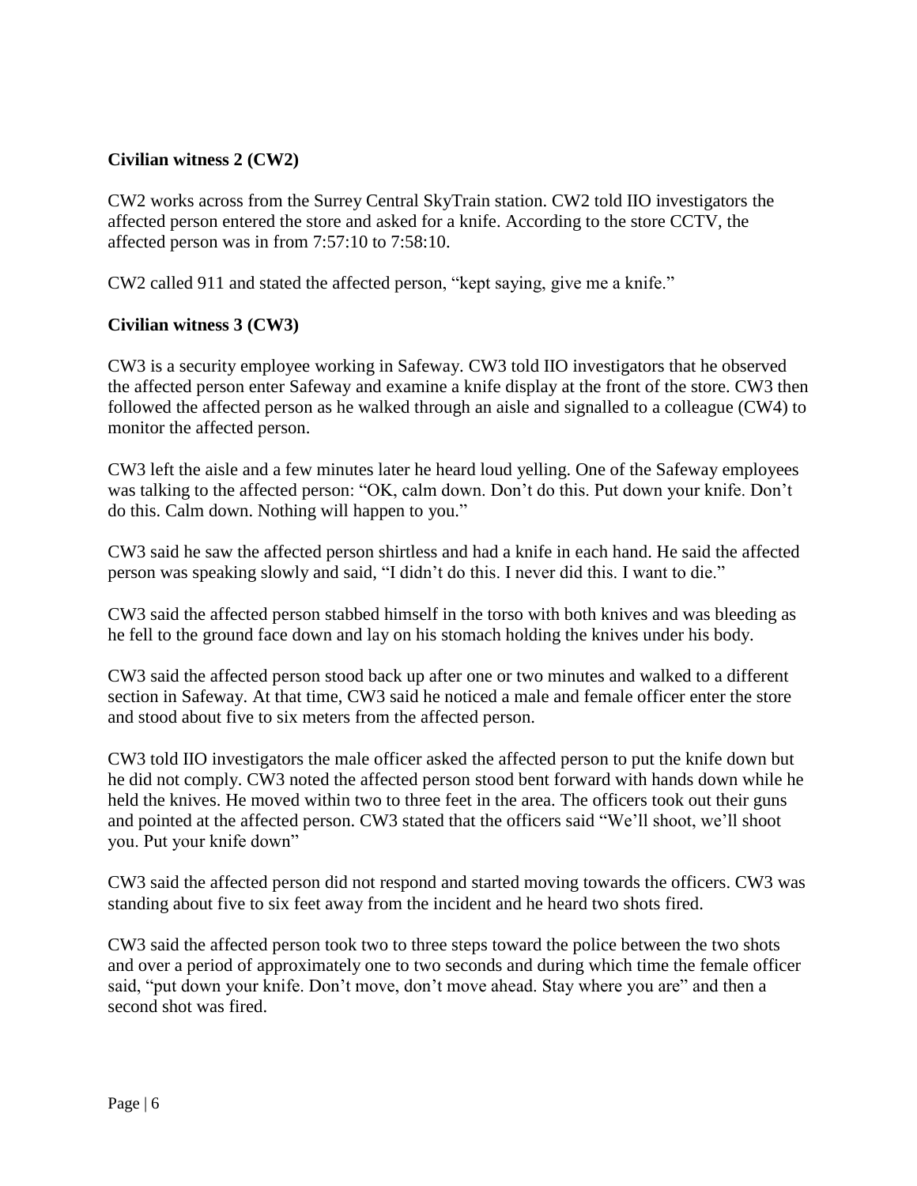**Civilian witness 2 (CW2)**

CW2 works across from the Surrey Central SkyTrain station. CW2 told IIO investigators the affected person entered the store and asked for a knife. According to the store CCTV, the affected person was in from 7:57:10 to 7:58:10.

CW2 called 911 and stated the affected person, "kept saying, give me a knife."

**Civilian witness 3 (CW3)**

CW3 is a security employee working in Safeway. CW3 told IIO investigators that he observed the affected person enter Safeway and examine a knife display at the front of the store. CW3 then followed the affected person as he walked through an aisle and signalled to a colleague (CW4) to monitor the affected person.

CW3 left the aisle and a few minutes later he heard loud yelling. One of the Safeway employees was talking to the affected person: "OK, calm down. Don't do this. Put down your knife. Don't do this. Calm down. Nothing will happen to you."

CW3 said he saw the affected person shirtless and had a knife in each hand. He said the affected person was speaking slowly and said, "I didn't do this. I never did this. I want to die."

CW3 said the affected person stabbed himself in the torso with both knives and was bleeding as he fell to the ground face down and lay on his stomach holding the knives under his body.

CW3 said the affected person stood back up after one or two minutes and walked to a different section in Safeway. At that time, CW3 said he noticed a male and female officer enter the store and stood about five to six meters from the affected person.

CW3 told IIO investigators the male officer asked the affected person to put the knife down but he did not comply. CW3 noted the affected person stood bent forward with hands down while he held the knives. He moved within two to three feet in the area. The officers took out their guns and pointed at the affected person. CW3 stated that the officers said "We'll shoot, we'll shoot you. Put your knife down"

CW3 said the affected person did not respond and started moving towards the officers. CW3 was standing about five to six feet away from the incident and he heard two shots fired.

CW3 said the affected person took two to three steps toward the police between the two shots and over a period of approximately one to two seconds and during which time the female officer said, "put down your knife. Don't move, don't move ahead. Stay where you are" and then a second shot was fired.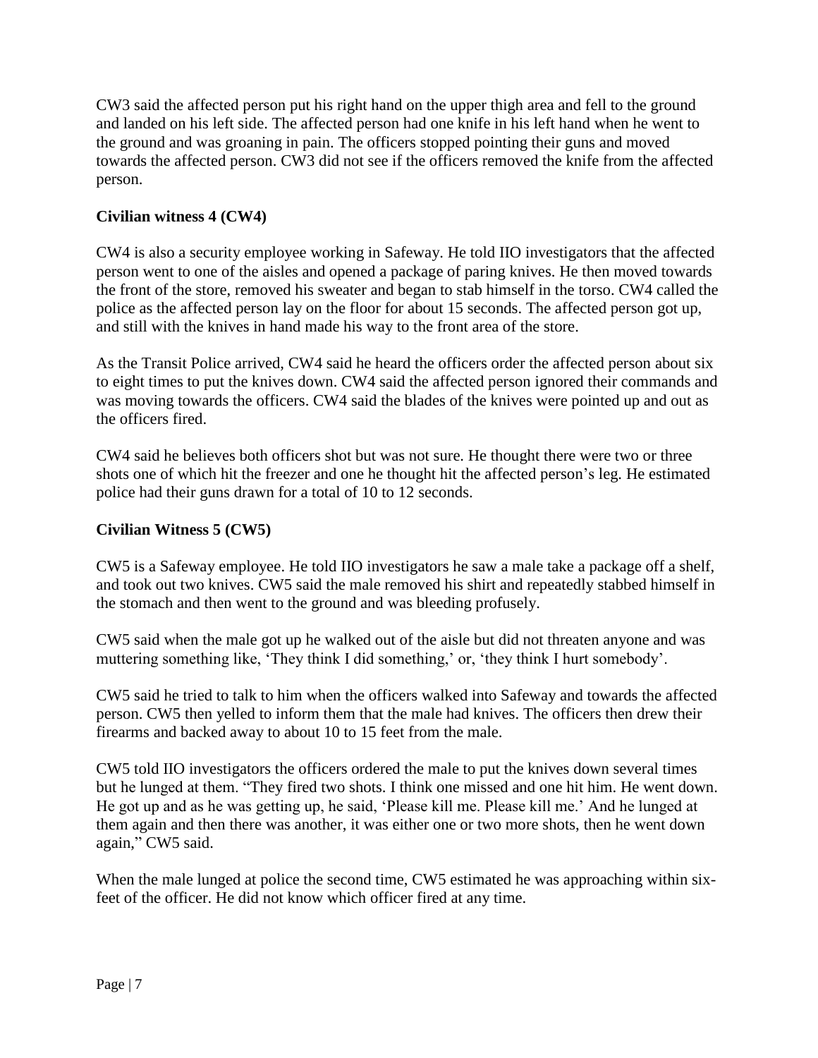CW3 said the affected person put his right hand on the upper thigh area and fell to the ground and landed on his left side. The affected person had one knife in his left hand when he went to the ground and was groaning in pain. The officers stopped pointing their guns and moved towards the affected person. CW3 did not see if the officers removed the knife from the affected person.

### Civilian witness 4 (CW4)

CW4 is also a security employee working in Safeway. He told IIO investigators that the affected person went to one of the aisles and opened a package of paring knives. He then moved towards the front of the store, removed his sweater and began to stab himself in the torso. CW4 called the police as the affected person lay on the floor for about 15 seconds. The affected person got up, and still with the knives in hand made his way to the front area of the store.

As the Transit Police arrived, CW4 said he heard the officers order the affected person about six to eight times to put the knives down. CW4 said the affected person ignored their commands and was moving towards the officers. CW4 said the blades of the knives were pointed up and out as the officers fired.

CW4 said he believes both officers shot but was not sure. He thought there were two or three shots one of which hit the freezer and one he thought hit the affected person's leg. He estimated police had their guns drawn for a total of 10 to 12 seconds.

### Civilian Witness 5 (CW5)

CW5 is a Safeway employee. He told IIO investigators he saw a male take a package off a shelf, and took out two knives. CW5 said the male removed his shirt and repeatedly stabbed himself in the stomach and then went to the ground and was bleeding profusely.

CW5 said when the male got up he walked out of the aisle but did not threaten anyone and was muttering something like, 'They think I did something,' or, 'they think I hurt somebody'.

CW5 said he tried to talk to him when the officers walked into Safeway and towards the affected person. CW5 then yelled to inform them that the male had knives. The officers then drew their firearms and backed away to about 10 to 15 feet from the male.

CW5 told IIO investigators the officers ordered the male to put the knives down several times but he lunged at them. "They fired two shots. I think one missed and one hit him. He went down. He got up and as he was getting up, he said, 'Please kill me. Please kill me.' And he lunged at them again and then there was another, it was either one or two more shots, then he went down again," CW5 said.

When the male lunged at police the second time, CW5 estimated he was approaching within six-feet of the officer. He did not know which officer fired at any time.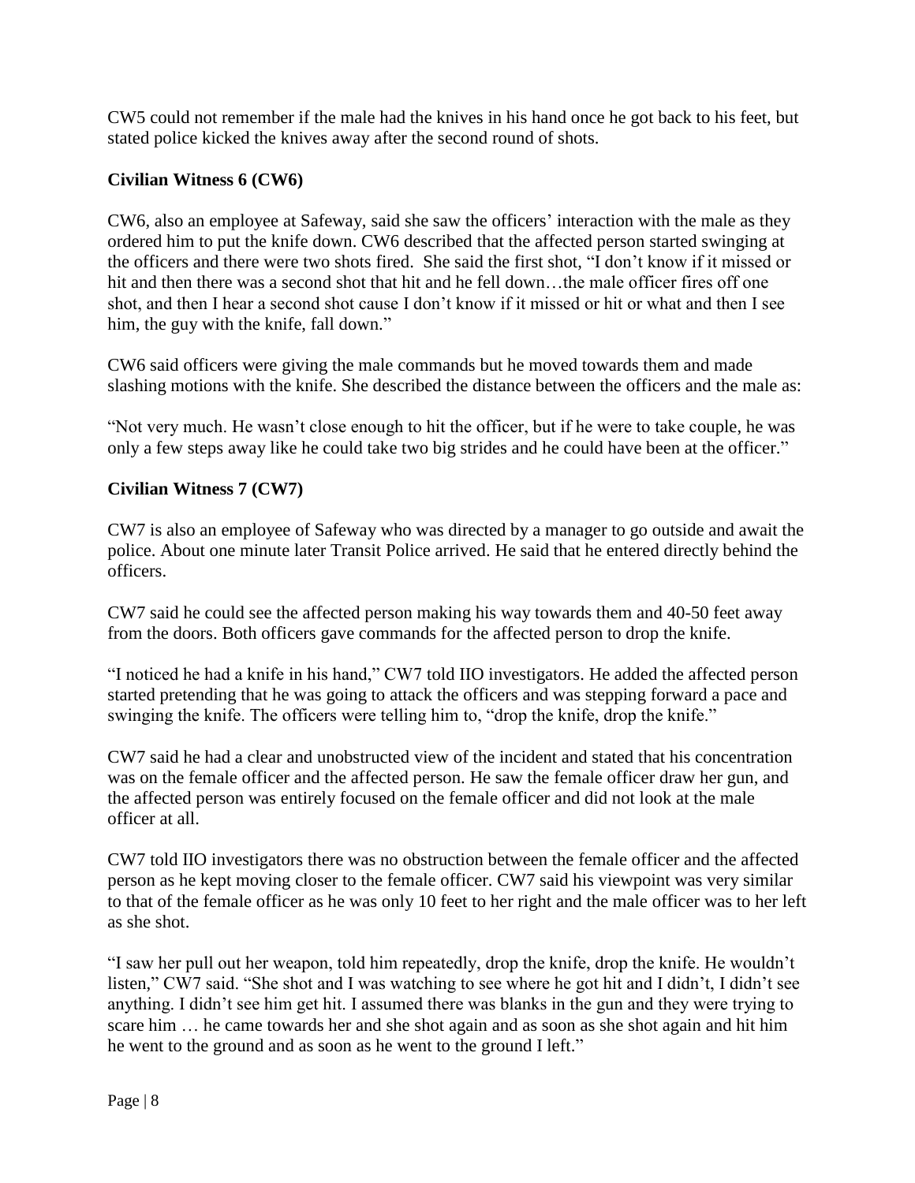CW5 could not remember if the male had the knives in his hand once he got back to his feet, but stated police kicked the knives away after the second round of shots.

### Civilian Witness 6 (CW6)

CW6, also an employee at Safeway, said she saw the officers' interaction with the male as they ordered him to put the knife down. CW6 described that the affected person started swinging at the officers and there were two shots fired. She said the first shot, "I don't know if it missed or hit and then there was a second shot that hit and he fell down…the male officer fires off one shot, and then I hear a second shot cause I don't know if it missed or hit or what and then I see him, the guy with the knife, fall down."

CW6 said officers were giving the male commands but he moved towards them and made slashing motions with the knife. She described the distance between the officers and the male as:

"Not very much. He wasn't close enough to hit the officer, but if he were to take couple, he was only a few steps away like he could take two big strides and he could have been at the officer."

### Civilian Witness 7 (CW7)

CW7 is also an employee of Safeway who was directed by a manager to go outside and await the police. About one minute later Transit Police arrived. He said that he entered directly behind the officers.

CW7 said he could see the affected person making his way towards them and 40-50 feet away from the doors. Both officers gave commands for the affected person to drop the knife.

"I noticed he had a knife in his hand," CW7 told IIO investigators. He added the affected person started pretending that he was going to attack the officers and was stepping forward a pace and swinging the knife. The officers were telling him to, "drop the knife, drop the knife."

CW7 said he had a clear and unobstructed view of the incident and stated that his concentration was on the female officer and the affected person. He saw the female officer draw her gun, and the affected person was entirely focused on the female officer and did not look at the male officer at all.

CW7 told IIO investigators there was no obstruction between the female officer and the affected person as he kept moving closer to the female officer. CW7 said his viewpoint was very similar to that of the female officer as he was only 10 feet to her right and the male officer was to her left as she shot.

"I saw her pull out her weapon, told him repeatedly, drop the knife, drop the knife. He wouldn't listen," CW7 said. "She shot and I was watching to see where he got hit and I didn't, I didn't see anything. I didn't see him get hit. I assumed there was blanks in the gun and they were trying to scare him … he came towards her and she shot again and as soon as she shot again and hit him he went to the ground and as soon as he went to the ground I left."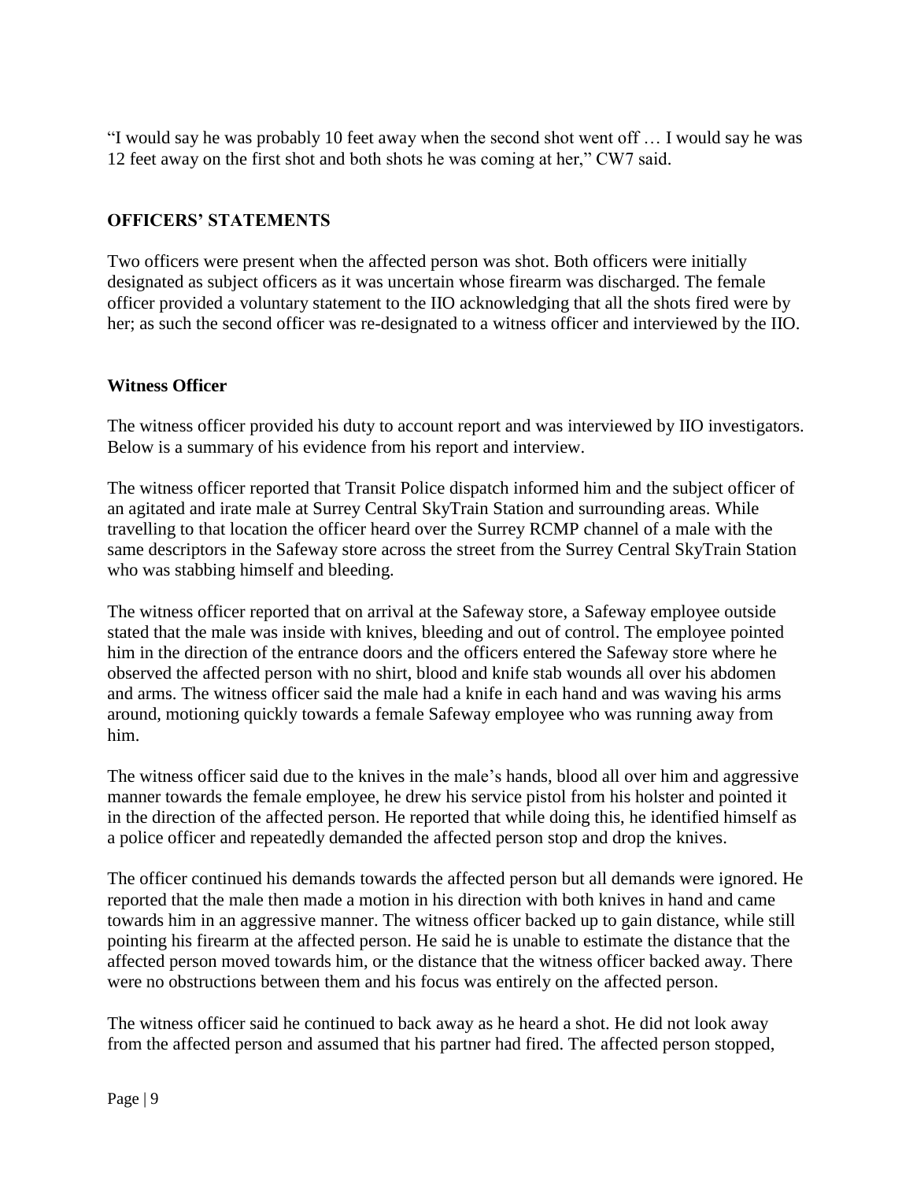"I would say he was probably 10 feet away when the second shot went off … I would say he was 12 feet away on the first shot and both shots he was coming at her," CW7 said.

## OFFICERS' STATEMENTS

Two officers were present when the affected person was shot. Both officers were initially designated as subject officers as it was uncertain whose firearm was discharged. The female officer provided a voluntary statement to the IIO acknowledging that all the shots fired were by her; as such the second officer was re-designated to a witness officer and interviewed by the IIO.

### Witness Officer

The witness officer provided his duty to account report and was interviewed by IIO investigators. Below is a summary of his evidence from his report and interview.

The witness officer reported that Transit Police dispatch informed him and the subject officer of an agitated and irate male at Surrey Central SkyTrain Station and surrounding areas. While travelling to that location the officer heard over the Surrey RCMP channel of a male with the same descriptors in the Safeway store across the street from the Surrey Central SkyTrain Station who was stabbing himself and bleeding.

The witness officer reported that on arrival at the Safeway store, a Safeway employee outside stated that the male was inside with knives, bleeding and out of control. The employee pointed him in the direction of the entrance doors and the officers entered the Safeway store where he observed the affected person with no shirt, blood and knife stab wounds all over his abdomen and arms. The witness officer said the male had a knife in each hand and was waving his arms around, motioning quickly towards a female Safeway employee who was running away from him.

The witness officer said due to the knives in the male's hands, blood all over him and aggressive manner towards the female employee, he drew his service pistol from his holster and pointed it in the direction of the affected person. He reported that while doing this, he identified himself as a police officer and repeatedly demanded the affected person stop and drop the knives.

The officer continued his demands towards the affected person but all demands were ignored. He reported that the male then made a motion in his direction with both knives in hand and came towards him in an aggressive manner. The witness officer backed up to gain distance, while still pointing his firearm at the affected person. He said he is unable to estimate the distance that the affected person moved towards him, or the distance that the witness officer backed away. There were no obstructions between them and his focus was entirely on the affected person.

The witness officer said he continued to back away as he heard a shot. He did not look away from the affected person and assumed that his partner had fired. The affected person stopped,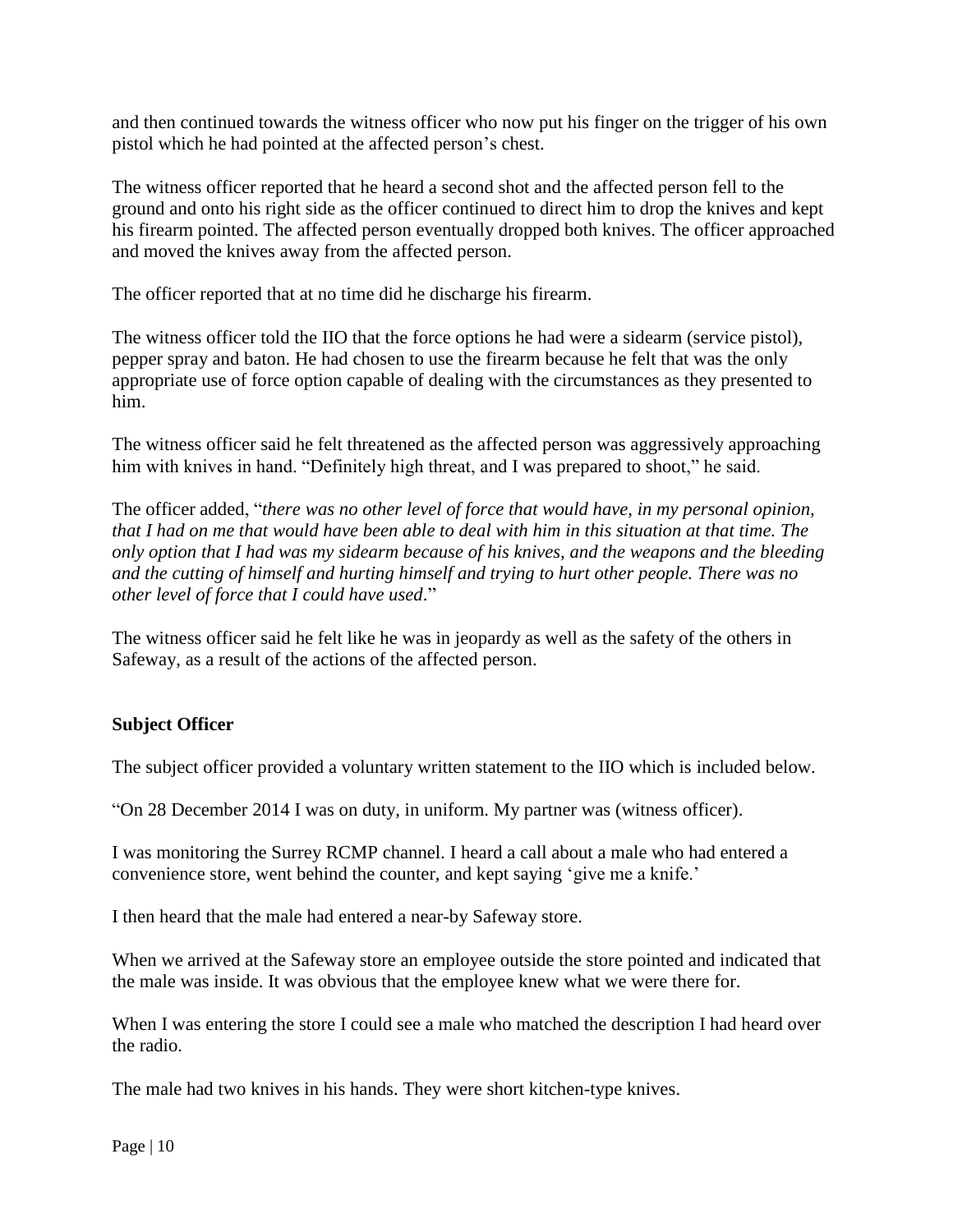and then continued towards the witness officer who now put his finger on the trigger of his own pistol which he had pointed at the affected person's chest.

The witness officer reported that he heard a second shot and the affected person fell to the ground and onto his right side as the officer continued to direct him to drop the knives and kept his firearm pointed. The affected person eventually dropped both knives. The officer approached and moved the knives away from the affected person.

The officer reported that at no time did he discharge his firearm.

The witness officer told the IIO that the force options he had were a sidearm (service pistol), pepper spray and baton. He had chosen to use the firearm because he felt that was the only appropriate use of force option capable of dealing with the circumstances as they presented to him.

The witness officer said he felt threatened as the affected person was aggressively approaching him with knives in hand. "Definitely high threat, and I was prepared to shoot," he said.

The officer added, "*there was no other level of force that would have, in my personal opinion, that I had on me that would have been able to deal with him in this situation at that time. The only option that I had was my sidearm because of his knives, and the weapons and the bleeding and the cutting of himself and hurting himself and trying to hurt other people. There was no other level of force that I could have used*."

The witness officer said he felt like he was in jeopardy as well as the safety of the others in Safeway, as a result of the actions of the affected person.

**Subject Officer**

The subject officer provided a voluntary written statement to the IIO which is included below.

"On 28 December 2014 I was on duty, in uniform. My partner was (witness officer).

I was monitoring the Surrey RCMP channel. I heard a call about a male who had entered a convenience store, went behind the counter, and kept saying 'give me a knife.'

I then heard that the male had entered a near-by Safeway store.

When we arrived at the Safeway store an employee outside the store pointed and indicated that the male was inside. It was obvious that the employee knew what we were there for.

When I was entering the store I could see a male who matched the description I had heard over the radio.

The male had two knives in his hands. They were short kitchen-type knives.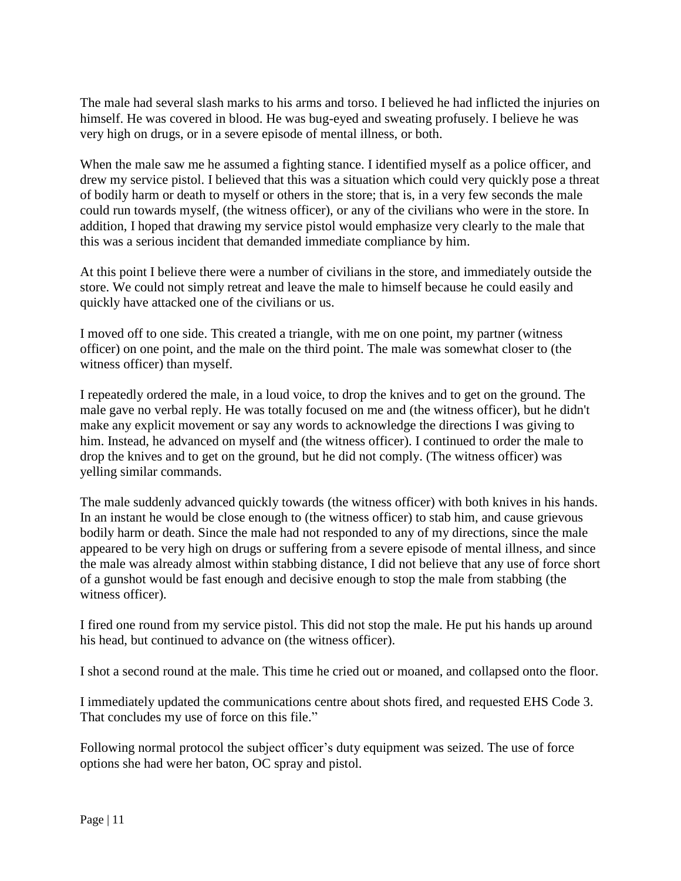The male had several slash marks to his arms and torso. I believed he had inflicted the injuries on himself. He was covered in blood. He was bug-eyed and sweating profusely. I believe he was very high on drugs, or in a severe episode of mental illness, or both.

When the male saw me he assumed a fighting stance. I identified myself as a police officer, and drew my service pistol. I believed that this was a situation which could very quickly pose a threat of bodily harm or death to myself or others in the store; that is, in a very few seconds the male could run towards myself, (the witness officer), or any of the civilians who were in the store. In addition, I hoped that drawing my service pistol would emphasize very clearly to the male that this was a serious incident that demanded immediate compliance by him.

At this point I believe there were a number of civilians in the store, and immediately outside the store. We could not simply retreat and leave the male to himself because he could easily and quickly have attacked one of the civilians or us.

I moved off to one side. This created a triangle, with me on one point, my partner (witness officer) on one point, and the male on the third point. The male was somewhat closer to (the witness officer) than myself.

I repeatedly ordered the male, in a loud voice, to drop the knives and to get on the ground. The male gave no verbal reply. He was totally focused on me and (the witness officer), but he didn't make any explicit movement or say any words to acknowledge the directions I was giving to him. Instead, he advanced on myself and (the witness officer). I continued to order the male to drop the knives and to get on the ground, but he did not comply. (The witness officer) was yelling similar commands.

The male suddenly advanced quickly towards (the witness officer) with both knives in his hands. In an instant he would be close enough to (the witness officer) to stab him, and cause grievous bodily harm or death. Since the male had not responded to any of my directions, since the male appeared to be very high on drugs or suffering from a severe episode of mental illness, and since the male was already almost within stabbing distance, I did not believe that any use of force short of a gunshot would be fast enough and decisive enough to stop the male from stabbing (the witness officer).

I fired one round from my service pistol. This did not stop the male. He put his hands up around his head, but continued to advance on (the witness officer).

I shot a second round at the male. This time he cried out or moaned, and collapsed onto the floor.

I immediately updated the communications centre about shots fired, and requested EHS Code 3. That concludes my use of force on this file."

Following normal protocol the subject officer's duty equipment was seized. The use of force options she had were her baton, OC spray and pistol.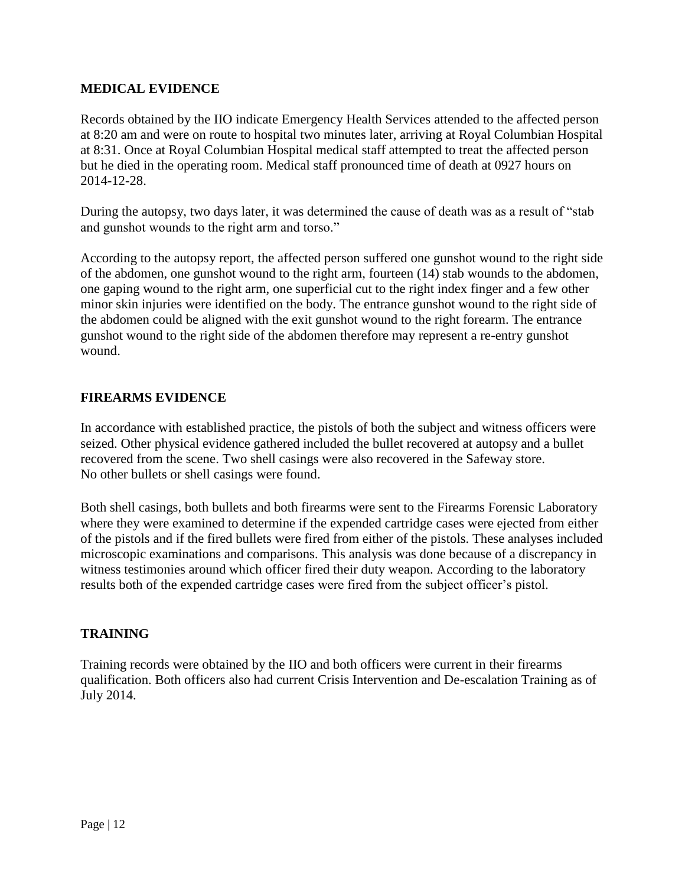## MEDICAL EVIDENCE

Records obtained by the IIO indicate Emergency Health Services attended to the affected person at 8:20 am and were on route to hospital two minutes later, arriving at Royal Columbian Hospital at 8:31. Once at Royal Columbian Hospital medical staff attempted to treat the affected person but he died in the operating room. Medical staff pronounced time of death at 0927 hours on 2014-12-28.

During the autopsy, two days later, it was determined the cause of death was as a result of "stab and gunshot wounds to the right arm and torso."

According to the autopsy report, the affected person suffered one gunshot wound to the right side of the abdomen, one gunshot wound to the right arm, fourteen (14) stab wounds to the abdomen, one gaping wound to the right arm, one superficial cut to the right index finger and a few other minor skin injuries were identified on the body. The entrance gunshot wound to the right side of the abdomen could be aligned with the exit gunshot wound to the right forearm. The entrance gunshot wound to the right side of the abdomen therefore may represent a re-entry gunshot wound.

## FIREARMS EVIDENCE

In accordance with established practice, the pistols of both the subject and witness officers were seized. Other physical evidence gathered included the bullet recovered at autopsy and a bullet recovered from the scene. Two shell casings were also recovered in the Safeway store. No other bullets or shell casings were found.

Both shell casings, both bullets and both firearms were sent to the Firearms Forensic Laboratory where they were examined to determine if the expended cartridge cases were ejected from either of the pistols and if the fired bullets were fired from either of the pistols. These analyses included microscopic examinations and comparisons. This analysis was done because of a discrepancy in witness testimonies around which officer fired their duty weapon. According to the laboratory results both of the expended cartridge cases were fired from the subject officer's pistol.

## TRAINING

Training records were obtained by the IIO and both officers were current in their firearms qualification. Both officers also had current Crisis Intervention and De-escalation Training as of July 2014.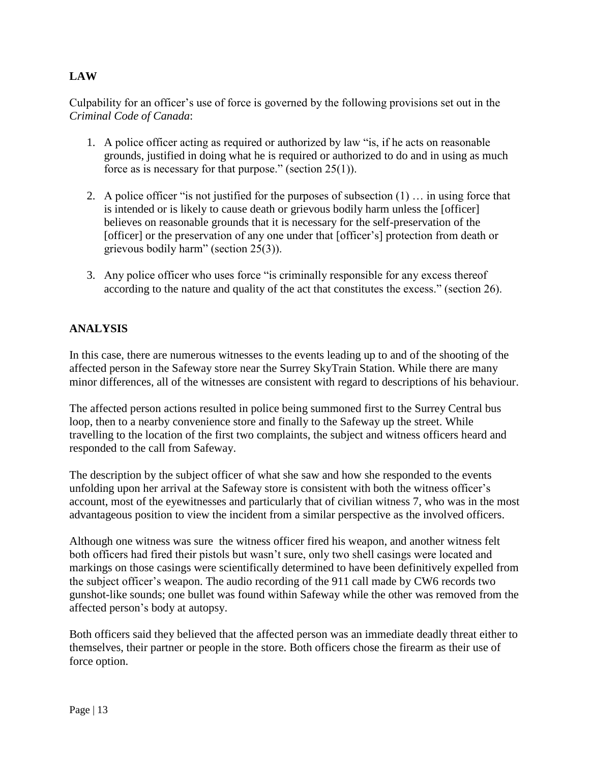## LAW

Culpability for an officer's use of force is governed by the following provisions set out in the *Criminal Code of Canada*:

1. A police officer acting as required or authorized by law "is, if he acts on reasonable grounds, justified in doing what he is required or authorized to do and in using as much force as is necessary for that purpose." (section 25(1)).
2. A police officer "is not justified for the purposes of subsection (1) … in using force that is intended or is likely to cause death or grievous bodily harm unless the [officer] believes on reasonable grounds that it is necessary for the self-preservation of the [officer] or the preservation of any one under that [officer's] protection from death or grievous bodily harm" (section 25(3)).
3. Any police officer who uses force "is criminally responsible for any excess thereof according to the nature and quality of the act that constitutes the excess." (section 26).

## ANALYSIS

In this case, there are numerous witnesses to the events leading up to and of the shooting of the affected person in the Safeway store near the Surrey SkyTrain Station. While there are many minor differences, all of the witnesses are consistent with regard to descriptions of his behaviour.

The affected person actions resulted in police being summoned first to the Surrey Central bus loop, then to a nearby convenience store and finally to the Safeway up the street. While travelling to the location of the first two complaints, the subject and witness officers heard and responded to the call from Safeway.

The description by the subject officer of what she saw and how she responded to the events unfolding upon her arrival at the Safeway store is consistent with both the witness officer's account, most of the eyewitnesses and particularly that of civilian witness 7, who was in the most advantageous position to view the incident from a similar perspective as the involved officers.

Although one witness was sure the witness officer fired his weapon, and another witness felt both officers had fired their pistols but wasn't sure, only two shell casings were located and markings on those casings were scientifically determined to have been definitively expelled from the subject officer's weapon. The audio recording of the 911 call made by CW6 records two gunshot-like sounds; one bullet was found within Safeway while the other was removed from the affected person's body at autopsy.

Both officers said they believed that the affected person was an immediate deadly threat either to themselves, their partner or people in the store. Both officers chose the firearm as their use of force option.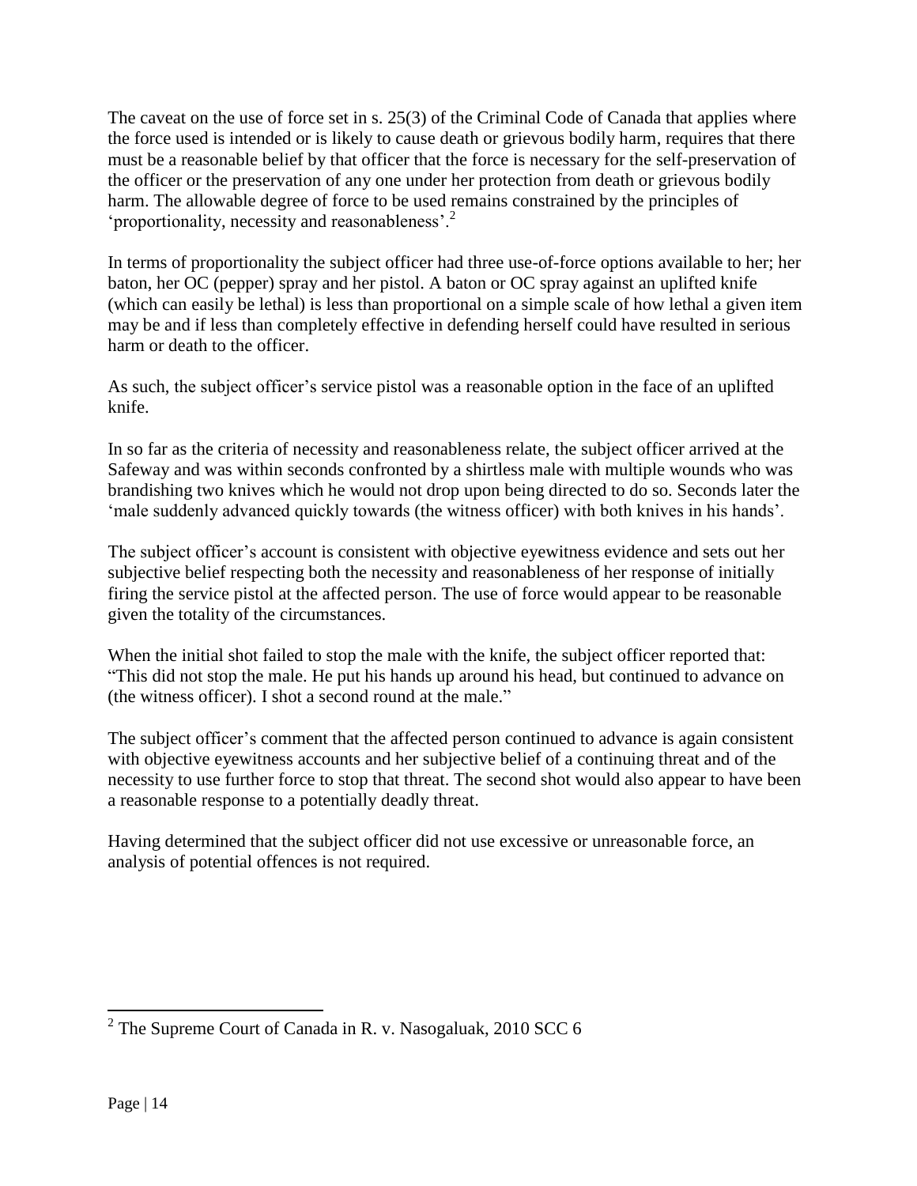The caveat on the use of force set in s. 25(3) of the Criminal Code of Canada that applies where the force used is intended or is likely to cause death or grievous bodily harm, requires that there must be a reasonable belief by that officer that the force is necessary for the self-preservation of the officer or the preservation of any one under her protection from death or grievous bodily harm. The allowable degree of force to be used remains constrained by the principles of 'proportionality, necessity and reasonableness'.[2]

In terms of proportionality the subject officer had three use-of-force options available to her; her baton, her OC (pepper) spray and her pistol. A baton or OC spray against an uplifted knife (which can easily be lethal) is less than proportional on a simple scale of how lethal a given item may be and if less than completely effective in defending herself could have resulted in serious harm or death to the officer.

As such, the subject officer's service pistol was a reasonable option in the face of an uplifted knife.

In so far as the criteria of necessity and reasonableness relate, the subject officer arrived at the Safeway and was within seconds confronted by a shirtless male with multiple wounds who was brandishing two knives which he would not drop upon being directed to do so. Seconds later the 'male suddenly advanced quickly towards (the witness officer) with both knives in his hands'.

The subject officer's account is consistent with objective eyewitness evidence and sets out her subjective belief respecting both the necessity and reasonableness of her response of initially firing the service pistol at the affected person. The use of force would appear to be reasonable given the totality of the circumstances.

When the initial shot failed to stop the male with the knife, the subject officer reported that: "This did not stop the male. He put his hands up around his head, but continued to advance on (the witness officer). I shot a second round at the male."

The subject officer's comment that the affected person continued to advance is again consistent with objective eyewitness accounts and her subjective belief of a continuing threat and of the necessity to use further force to stop that threat. The second shot would also appear to have been a reasonable response to a potentially deadly threat.

Having determined that the subject officer did not use excessive or unreasonable force, an analysis of potential offences is not required.

---

[2] The Supreme Court of Canada in R. v. Nasogaluak, 2010 SCC 6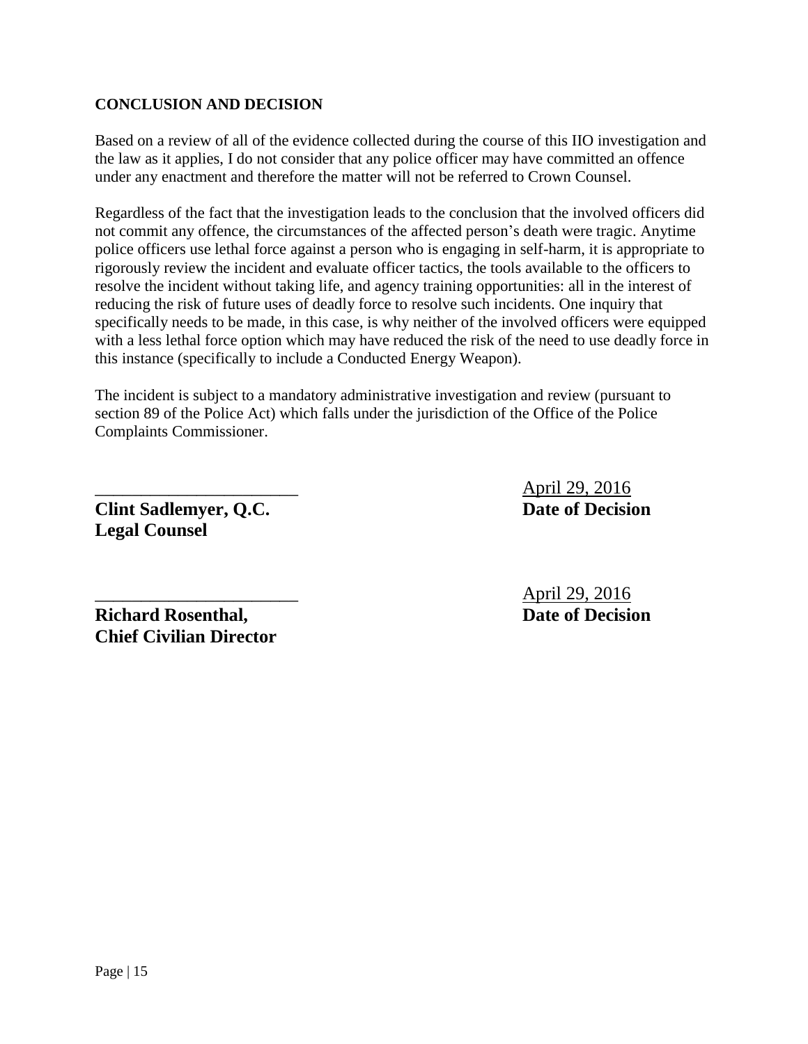**CONCLUSION AND DECISION**

Based on a review of all of the evidence collected during the course of this IIO investigation and the law as it applies, I do not consider that any police officer may have committed an offence under any enactment and therefore the matter will not be referred to Crown Counsel.

Regardless of the fact that the investigation leads to the conclusion that the involved officers did not commit any offence, the circumstances of the affected person's death were tragic. Anytime police officers use lethal force against a person who is engaging in self-harm, it is appropriate to rigorously review the incident and evaluate officer tactics, the tools available to the officers to resolve the incident without taking life, and agency training opportunities: all in the interest of reducing the risk of future uses of deadly force to resolve such incidents. One inquiry that specifically needs to be made, in this case, is why neither of the involved officers were equipped with a less lethal force option which may have reduced the risk of the need to use deadly force in this instance (specifically to include a Conducted Energy Weapon).

The incident is subject to a mandatory administrative investigation and review (pursuant to section 89 of the Police Act) which falls under the jurisdiction of the Office of the Police Complaints Commissioner.

_______________________ April 29, 2016

**Clint Sadlemyer, Q.C.** **Date of Decision**
**Legal Counsel**

_______________________ April 29, 2016

**Richard Rosenthal,** **Date of Decision**
**Chief Civilian Director**